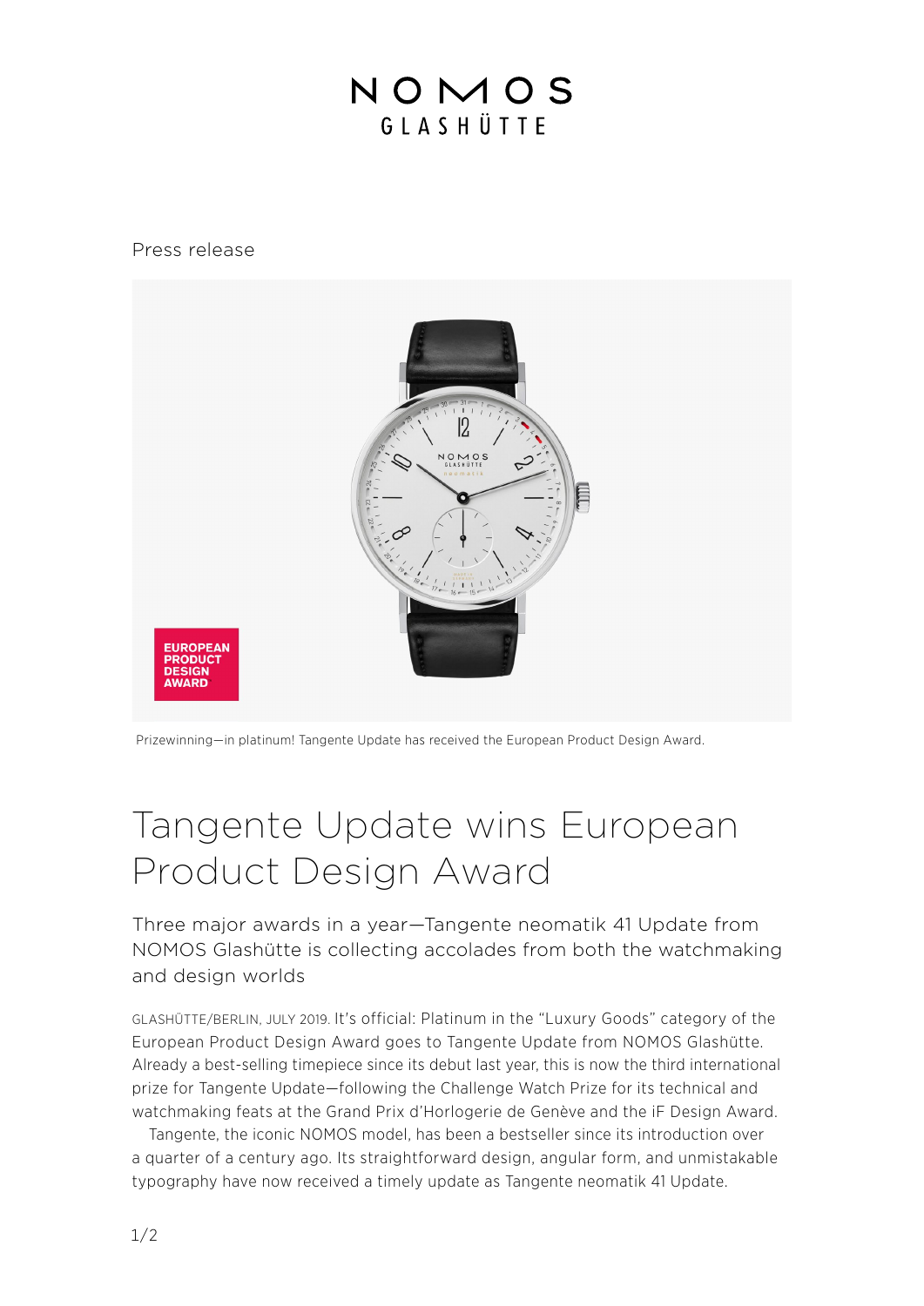NOMOS GLASHÜTTE

Press release

Prizewinning—in platinum! Tangente Update has received the European Product Design Award.

# Tangente Update wins European Product Design Award

## Three major awards in a year—Tangente neomatik 41 Update from NOMOS Glashütte is collecting accolades from both the watchmaking and design worlds

GLASHÜTTE/BERLIN, JULY 2019. It's official: Platinum in the "Luxury Goods" category of the European Product Design Award goes to Tangente Update from NOMOS Glashütte. Already a best-selling timepiece since its debut last year, this is now the third international prize for Tangente Update—following the Challenge Watch Prize for its technical and watchmaking feats at the Grand Prix d'Horlogerie de Genève and the iF Design Award.

Tangente, the iconic NOMOS model, has been a bestseller since its introduction over a quarter of a century ago. Its straightforward design, angular form, and unmistakable typography have now received a timely update as Tangente neomatik 41 Update.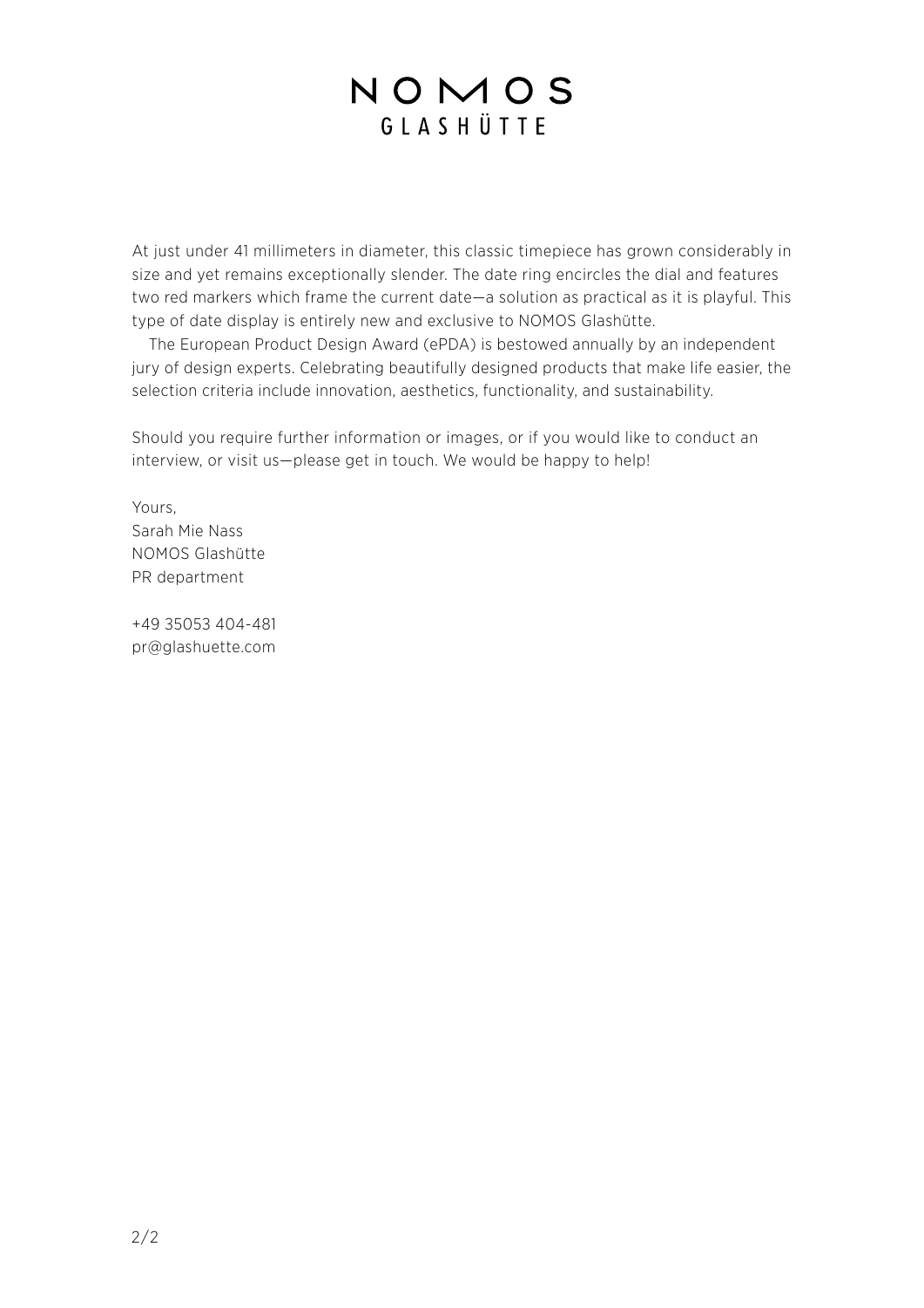NOMOS
GLASHÜTTE

At just under 41 millimeters in diameter, this classic timepiece has grown considerably in size and yet remains exceptionally slender. The date ring encircles the dial and features two red markers which frame the current date—a solution as practical as it is playful. This type of date display is entirely new and exclusive to NOMOS Glashütte.

The European Product Design Award (ePDA) is bestowed annually by an independent jury of design experts. Celebrating beautifully designed products that make life easier, the selection criteria include innovation, aesthetics, functionality, and sustainability.

Should you require further information or images, or if you would like to conduct an interview, or visit us—please get in touch. We would be happy to help!

Yours,
Sarah Mie Nass
NOMOS Glashütte
PR department

+49 35053 404-481
pr@glashuette.com